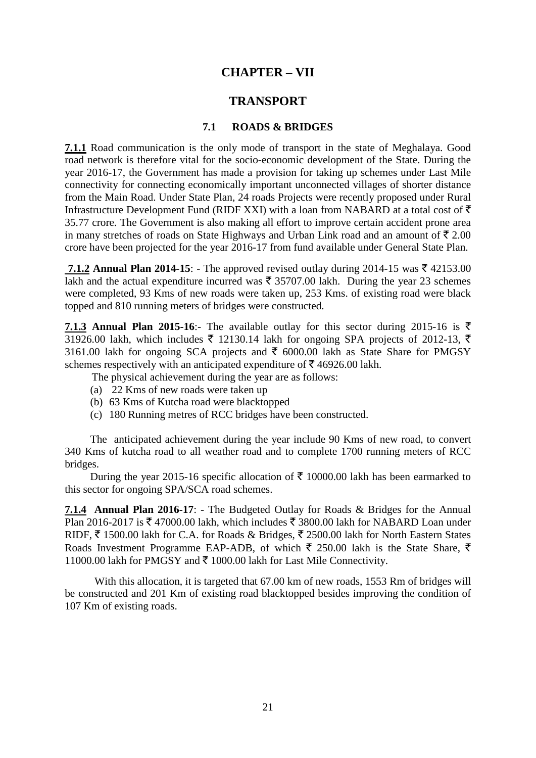# CHAPTER – VII

# TRANSPORT

## 7.1 ROADS & BRIDGES

**7.1.1** Road communication is the only mode of transport in the state of Meghalaya. Good road network is therefore vital for the socio-economic development of the State. During the year 2016-17, the Government has made a provision for taking up schemes under Last Mile connectivity for connecting economically important unconnected villages of shorter distance from the Main Road. Under State Plan, 24 roads Projects were recently proposed under Rural Infrastructure Development Fund (RIDF XXI) with a loan from NABARD at a total cost of ₹ 35.77 crore. The Government is also making all effort to improve certain accident prone area in many stretches of roads on State Highways and Urban Link road and an amount of ₹ 2.00 crore have been projected for the year 2016-17 from fund available under General State Plan.

**7.1.2 Annual Plan 2014-15**: - The approved revised outlay during 2014-15 was ₹ 42153.00 lakh and the actual expenditure incurred was ₹ 35707.00 lakh. During the year 23 schemes were completed, 93 Kms of new roads were taken up, 253 Kms. of existing road were black topped and 810 running meters of bridges were constructed.

**7.1.3 Annual Plan 2015-16**:- The available outlay for this sector during 2015-16 is ₹ 31926.00 lakh, which includes ₹ 12130.14 lakh for ongoing SPA projects of 2012-13, ₹ 3161.00 lakh for ongoing SCA projects and ₹ 6000.00 lakh as State Share for PMGSY schemes respectively with an anticipated expenditure of ₹ 46926.00 lakh.

The physical achievement during the year are as follows:

(a) 22 Kms of new roads were taken up
(b) 63 Kms of Kutcha road were blacktopped
(c) 180 Running metres of RCC bridges have been constructed.

The anticipated achievement during the year include 90 Kms of new road, to convert 340 Kms of kutcha road to all weather road and to complete 1700 running meters of RCC bridges.

During the year 2015-16 specific allocation of ₹ 10000.00 lakh has been earmarked to this sector for ongoing SPA/SCA road schemes.

**7.1.4 Annual Plan 2016-17**: - The Budgeted Outlay for Roads & Bridges for the Annual Plan 2016-2017 is ₹ 47000.00 lakh, which includes ₹ 3800.00 lakh for NABARD Loan under RIDF, ₹ 1500.00 lakh for C.A. for Roads & Bridges, ₹ 2500.00 lakh for North Eastern States Roads Investment Programme EAP-ADB, of which ₹ 250.00 lakh is the State Share, ₹ 11000.00 lakh for PMGSY and ₹ 1000.00 lakh for Last Mile Connectivity.

With this allocation, it is targeted that 67.00 km of new roads, 1553 Rm of bridges will be constructed and 201 Km of existing road blacktopped besides improving the condition of 107 Km of existing roads.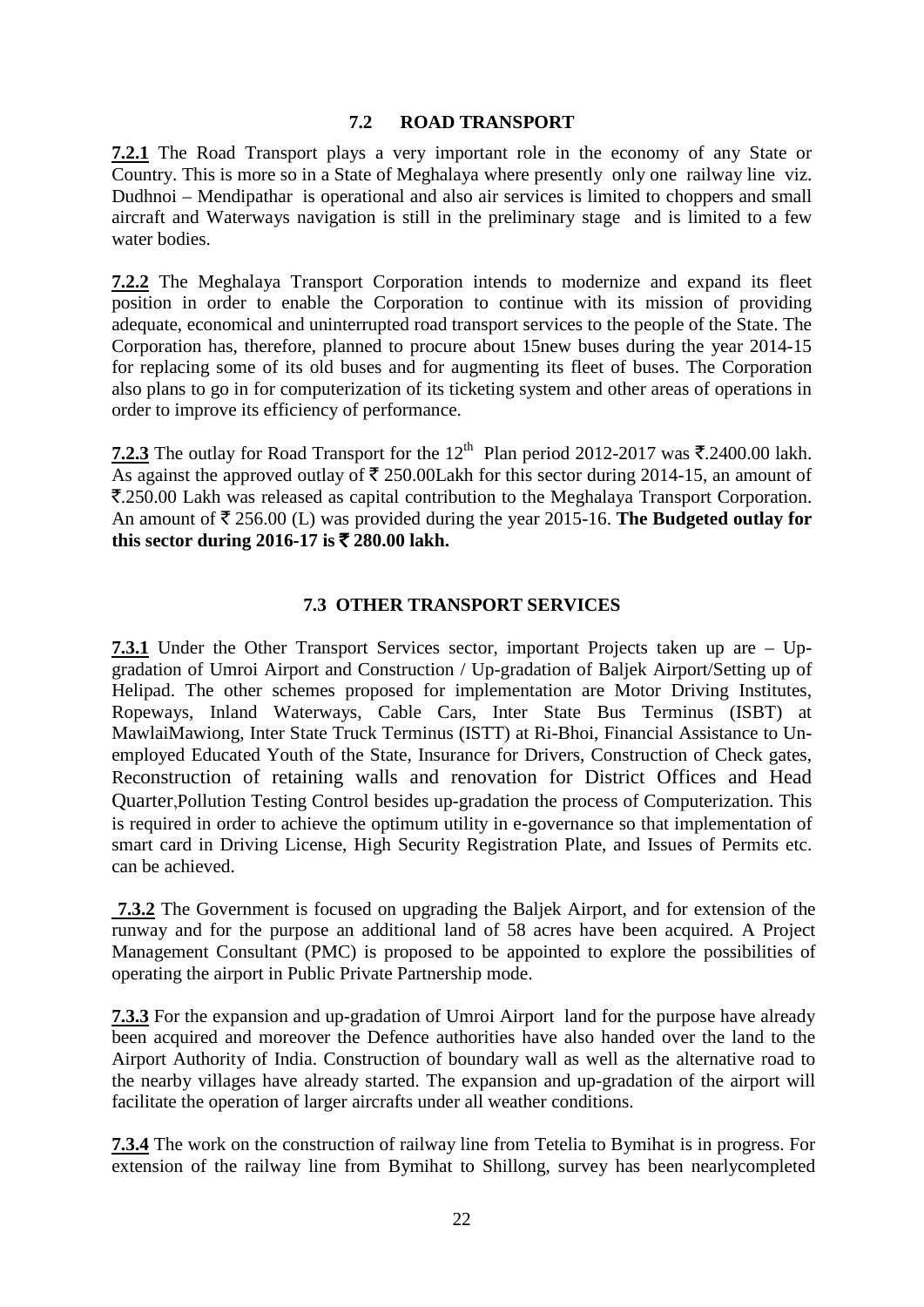## 7.2 ROAD TRANSPORT

**7.2.1** The Road Transport plays a very important role in the economy of any State or Country. This is more so in a State of Meghalaya where presently only one railway line viz. Dudhnoi – Mendipathar is operational and also air services is limited to choppers and small aircraft and Waterways navigation is still in the preliminary stage and is limited to a few water bodies.

**7.2.2** The Meghalaya Transport Corporation intends to modernize and expand its fleet position in order to enable the Corporation to continue with its mission of providing adequate, economical and uninterrupted road transport services to the people of the State. The Corporation has, therefore, planned to procure about 15new buses during the year 2014-15 for replacing some of its old buses and for augmenting its fleet of buses. The Corporation also plans to go in for computerization of its ticketing system and other areas of operations in order to improve its efficiency of performance.

**7.2.3** The outlay for Road Transport for the 12th Plan period 2012-2017 was ₹.2400.00 lakh. As against the approved outlay of ₹ 250.00Lakh for this sector during 2014-15, an amount of ₹.250.00 Lakh was released as capital contribution to the Meghalaya Transport Corporation. An amount of ₹ 256.00 (L) was provided during the year 2015-16. **The Budgeted outlay for this sector during 2016-17 is ₹ 280.00 lakh.**

## 7.3 OTHER TRANSPORT SERVICES

**7.3.1** Under the Other Transport Services sector, important Projects taken up are – Up-gradation of Umroi Airport and Construction / Up-gradation of Baljek Airport/Setting up of Helipad. The other schemes proposed for implementation are Motor Driving Institutes, Ropeways, Inland Waterways, Cable Cars, Inter State Bus Terminus (ISBT) at MawlaiMawiong, Inter State Truck Terminus (ISTT) at Ri-Bhoi, Financial Assistance to Un-employed Educated Youth of the State, Insurance for Drivers, Construction of Check gates, Reconstruction of retaining walls and renovation for District Offices and Head Quarter,Pollution Testing Control besides up-gradation the process of Computerization. This is required in order to achieve the optimum utility in e-governance so that implementation of smart card in Driving License, High Security Registration Plate, and Issues of Permits etc. can be achieved.

**7.3.2** The Government is focused on upgrading the Baljek Airport, and for extension of the runway and for the purpose an additional land of 58 acres have been acquired. A Project Management Consultant (PMC) is proposed to be appointed to explore the possibilities of operating the airport in Public Private Partnership mode.

**7.3.3** For the expansion and up-gradation of Umroi Airport land for the purpose have already been acquired and moreover the Defence authorities have also handed over the land to the Airport Authority of India. Construction of boundary wall as well as the alternative road to the nearby villages have already started. The expansion and up-gradation of the airport will facilitate the operation of larger aircrafts under all weather conditions.

**7.3.4** The work on the construction of railway line from Tetelia to Bymihat is in progress. For extension of the railway line from Bymihat to Shillong, survey has been nearlycompleted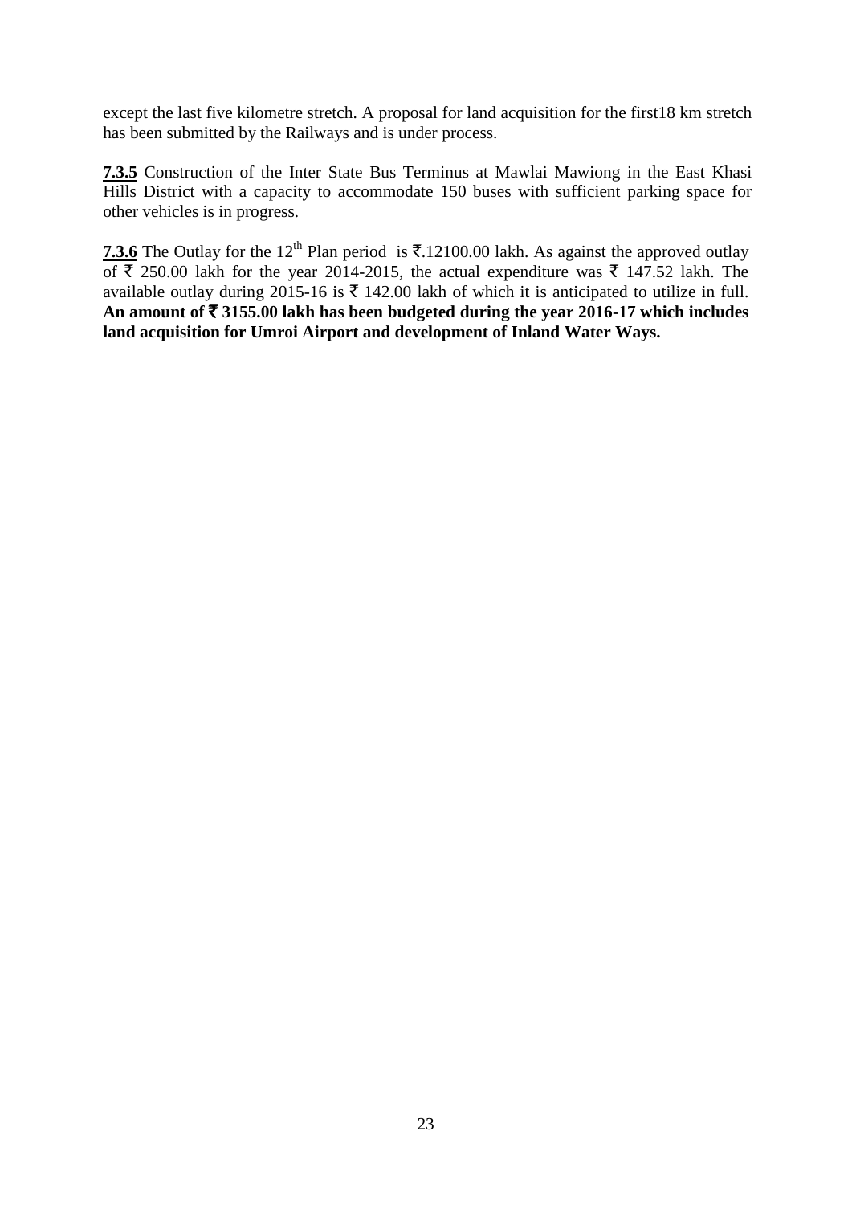except the last five kilometre stretch. A proposal for land acquisition for the first18 km stretch has been submitted by the Railways and is under process.

**7.3.5** Construction of the Inter State Bus Terminus at Mawlai Mawiong in the East Khasi Hills District with a capacity to accommodate 150 buses with sufficient parking space for other vehicles is in progress.

**7.3.6** The Outlay for the 12th Plan period is ₹.12100.00 lakh. As against the approved outlay of ₹ 250.00 lakh for the year 2014-2015, the actual expenditure was ₹ 147.52 lakh. The available outlay during 2015-16 is ₹ 142.00 lakh of which it is anticipated to utilize in full. **An amount of ₹ 3155.00 lakh has been budgeted during the year 2016-17 which includes land acquisition for Umroi Airport and development of Inland Water Ways.**